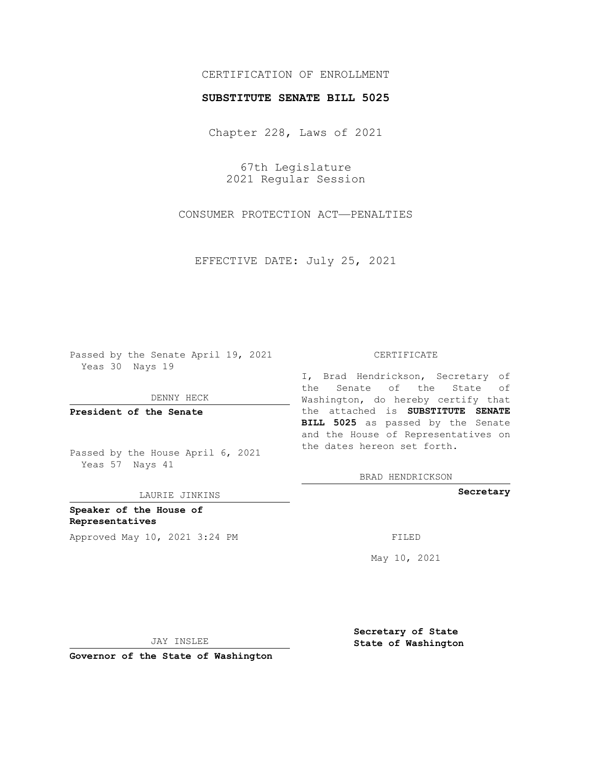CERTIFICATION OF ENROLLMENT

**SUBSTITUTE SENATE BILL 5025**

Chapter 228, Laws of 2021

67th Legislature
2021 Regular Session

CONSUMER PROTECTION ACT—PENALTIES

EFFECTIVE DATE: July 25, 2021

Passed by the Senate April 19, 2021
Yeas 30 Nays 19

DENNY HECK

**President of the Senate**

Passed by the House April 6, 2021
Yeas 57 Nays 41

LAURIE JINKINS

**Speaker of the House of Representatives**

Approved May 10, 2021 3:24 PM

JAY INSLEE

**Governor of the State of Washington**

CERTIFICATE

I, Brad Hendrickson, Secretary of the Senate of the State of Washington, do hereby certify that the attached is **SUBSTITUTE SENATE BILL 5025** as passed by the Senate and the House of Representatives on the dates hereon set forth.

BRAD HENDRICKSON

**Secretary**

FILED

May 10, 2021

**Secretary of State**
**State of Washington**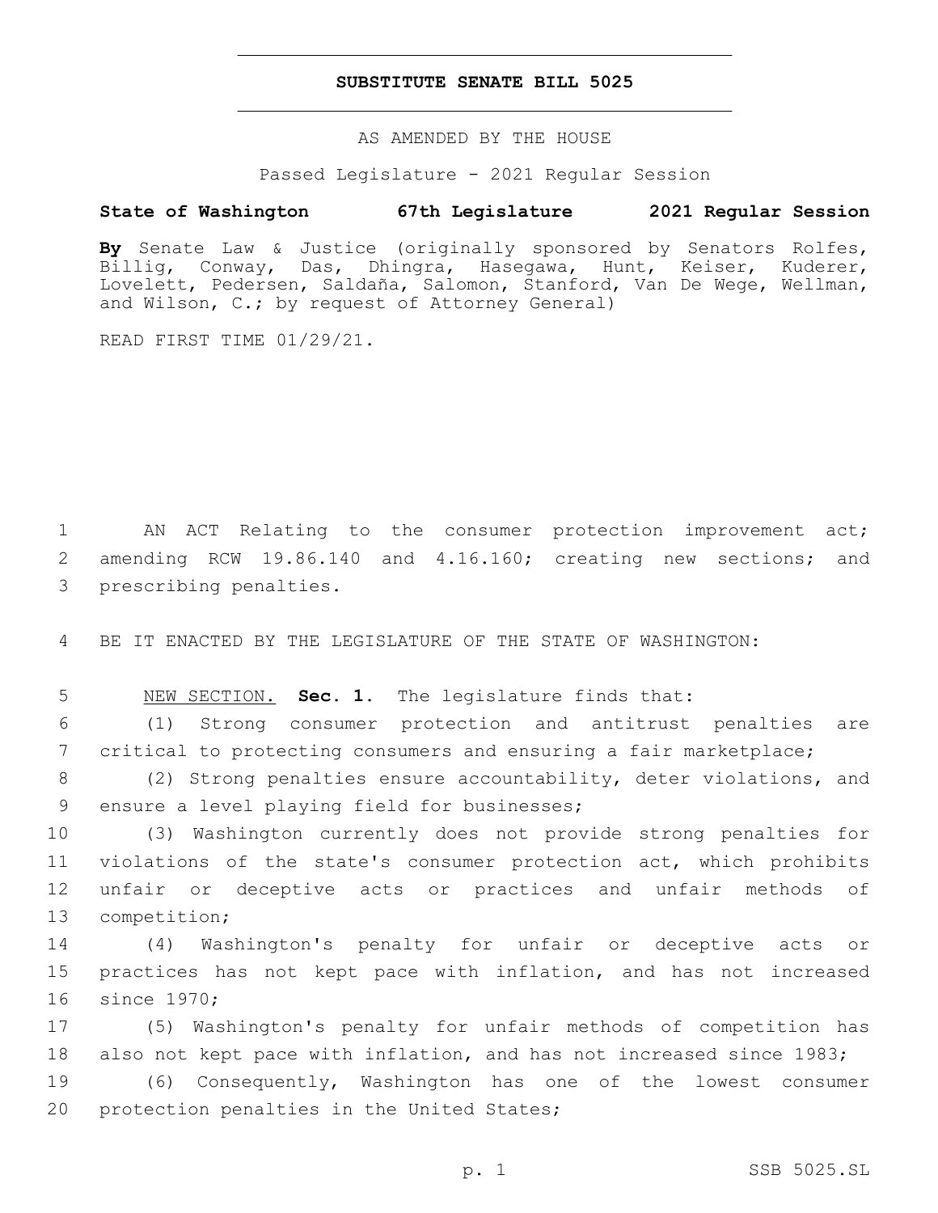# SUBSTITUTE SENATE BILL 5025

AS AMENDED BY THE HOUSE

Passed Legislature - 2021 Regular Session

**State of Washington 67th Legislature 2021 Regular Session**

**By** Senate Law & Justice (originally sponsored by Senators Rolfes, Billig, Conway, Das, Dhingra, Hasegawa, Hunt, Keiser, Kuderer, Lovelett, Pedersen, Saldaña, Salomon, Stanford, Van De Wege, Wellman, and Wilson, C.; by request of Attorney General)

READ FIRST TIME 01/29/21.

AN ACT Relating to the consumer protection improvement act; amending RCW 19.86.140 and 4.16.160; creating new sections; and prescribing penalties.

BE IT ENACTED BY THE LEGISLATURE OF THE STATE OF WASHINGTON:

NEW SECTION. **Sec. 1.** The legislature finds that:

(1) Strong consumer protection and antitrust penalties are critical to protecting consumers and ensuring a fair marketplace;

(2) Strong penalties ensure accountability, deter violations, and ensure a level playing field for businesses;

(3) Washington currently does not provide strong penalties for violations of the state's consumer protection act, which prohibits unfair or deceptive acts or practices and unfair methods of competition;

(4) Washington's penalty for unfair or deceptive acts or practices has not kept pace with inflation, and has not increased since 1970;

(5) Washington's penalty for unfair methods of competition has also not kept pace with inflation, and has not increased since 1983;

(6) Consequently, Washington has one of the lowest consumer protection penalties in the United States;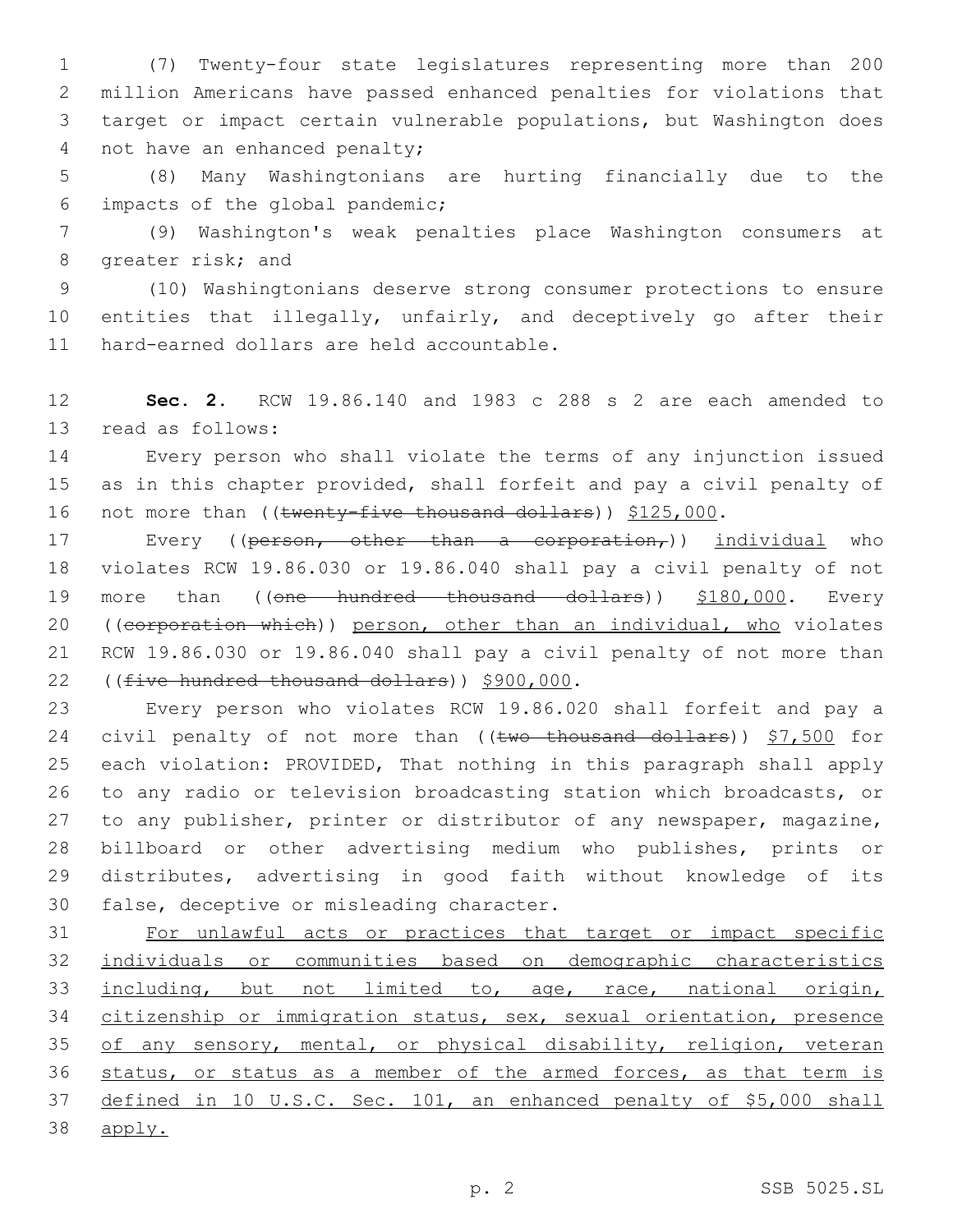(7) Twenty-four state legislatures representing more than 200 million Americans have passed enhanced penalties for violations that target or impact certain vulnerable populations, but Washington does not have an enhanced penalty;

(8) Many Washingtonians are hurting financially due to the impacts of the global pandemic;

(9) Washington's weak penalties place Washington consumers at greater risk; and

(10) Washingtonians deserve strong consumer protections to ensure entities that illegally, unfairly, and deceptively go after their hard-earned dollars are held accountable.

**Sec. 2.** RCW 19.86.140 and 1983 c 288 s 2 are each amended to read as follows:

Every person who shall violate the terms of any injunction issued as in this chapter provided, shall forfeit and pay a civil penalty of not more than ((~~twenty-five thousand dollars~~)) <u>$125,000</u>.

Every ((~~person, other than a corporation,~~)) <u>individual</u> who violates RCW 19.86.030 or 19.86.040 shall pay a civil penalty of not more than ((~~one hundred thousand dollars~~)) <u>$180,000</u>. Every ((~~corporation which~~)) <u>person, other than an individual, who</u> violates RCW 19.86.030 or 19.86.040 shall pay a civil penalty of not more than ((~~five hundred thousand dollars~~)) <u>$900,000</u>.

Every person who violates RCW 19.86.020 shall forfeit and pay a civil penalty of not more than ((~~two thousand dollars~~)) <u>$7,500</u> for each violation: PROVIDED, That nothing in this paragraph shall apply to any radio or television broadcasting station which broadcasts, or to any publisher, printer or distributor of any newspaper, magazine, billboard or other advertising medium who publishes, prints or distributes, advertising in good faith without knowledge of its false, deceptive or misleading character.

<u>For unlawful acts or practices that target or impact specific individuals or communities based on demographic characteristics including, but not limited to, age, race, national origin, citizenship or immigration status, sex, sexual orientation, presence of any sensory, mental, or physical disability, religion, veteran status, or status as a member of the armed forces, as that term is defined in 10 U.S.C. Sec. 101, an enhanced penalty of $5,000 shall apply.</u>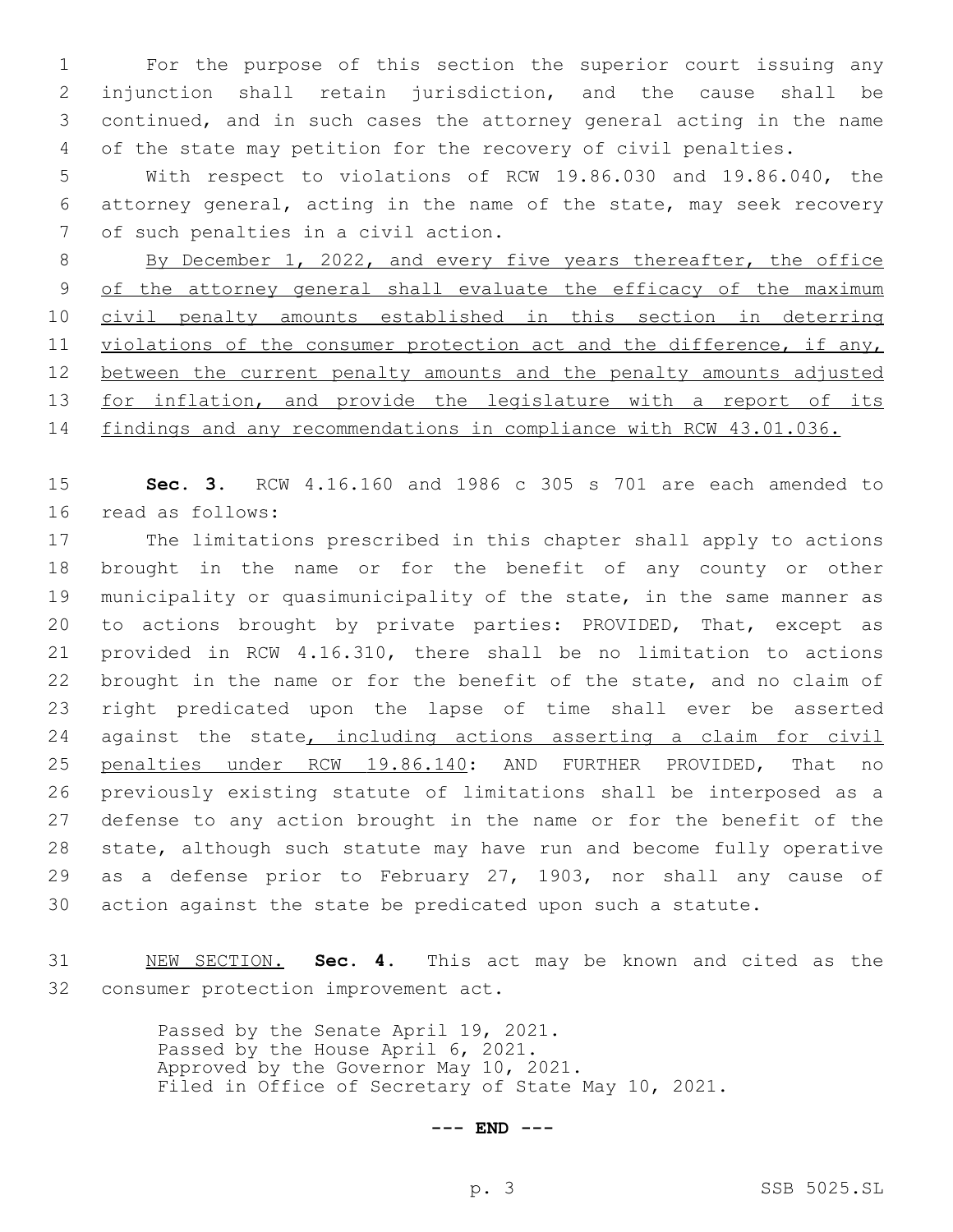For the purpose of this section the superior court issuing any injunction shall retain jurisdiction, and the cause shall be continued, and in such cases the attorney general acting in the name of the state may petition for the recovery of civil penalties.

With respect to violations of RCW 19.86.030 and 19.86.040, the attorney general, acting in the name of the state, may seek recovery of such penalties in a civil action.

<u>By December 1, 2022, and every five years thereafter, the office of the attorney general shall evaluate the efficacy of the maximum civil penalty amounts established in this section in deterring violations of the consumer protection act and the difference, if any, between the current penalty amounts and the penalty amounts adjusted for inflation, and provide the legislature with a report of its findings and any recommendations in compliance with RCW 43.01.036.</u>

**Sec. 3.** RCW 4.16.160 and 1986 c 305 s 701 are each amended to read as follows:

The limitations prescribed in this chapter shall apply to actions brought in the name or for the benefit of any county or other municipality or quasimunicipality of the state, in the same manner as to actions brought by private parties: PROVIDED, That, except as provided in RCW 4.16.310, there shall be no limitation to actions brought in the name or for the benefit of the state, and no claim of right predicated upon the lapse of time shall ever be asserted against the state<u>, including actions asserting a claim for civil penalties under RCW 19.86.140</u>: AND FURTHER PROVIDED, That no previously existing statute of limitations shall be interposed as a defense to any action brought in the name or for the benefit of the state, although such statute may have run and become fully operative as a defense prior to February 27, 1903, nor shall any cause of action against the state be predicated upon such a statute.

<u>NEW SECTION.</u> **Sec. 4.** This act may be known and cited as the consumer protection improvement act.

Passed by the Senate April 19, 2021.
Passed by the House April 6, 2021.
Approved by the Governor May 10, 2021.
Filed in Office of Secretary of State May 10, 2021.

**--- END ---**